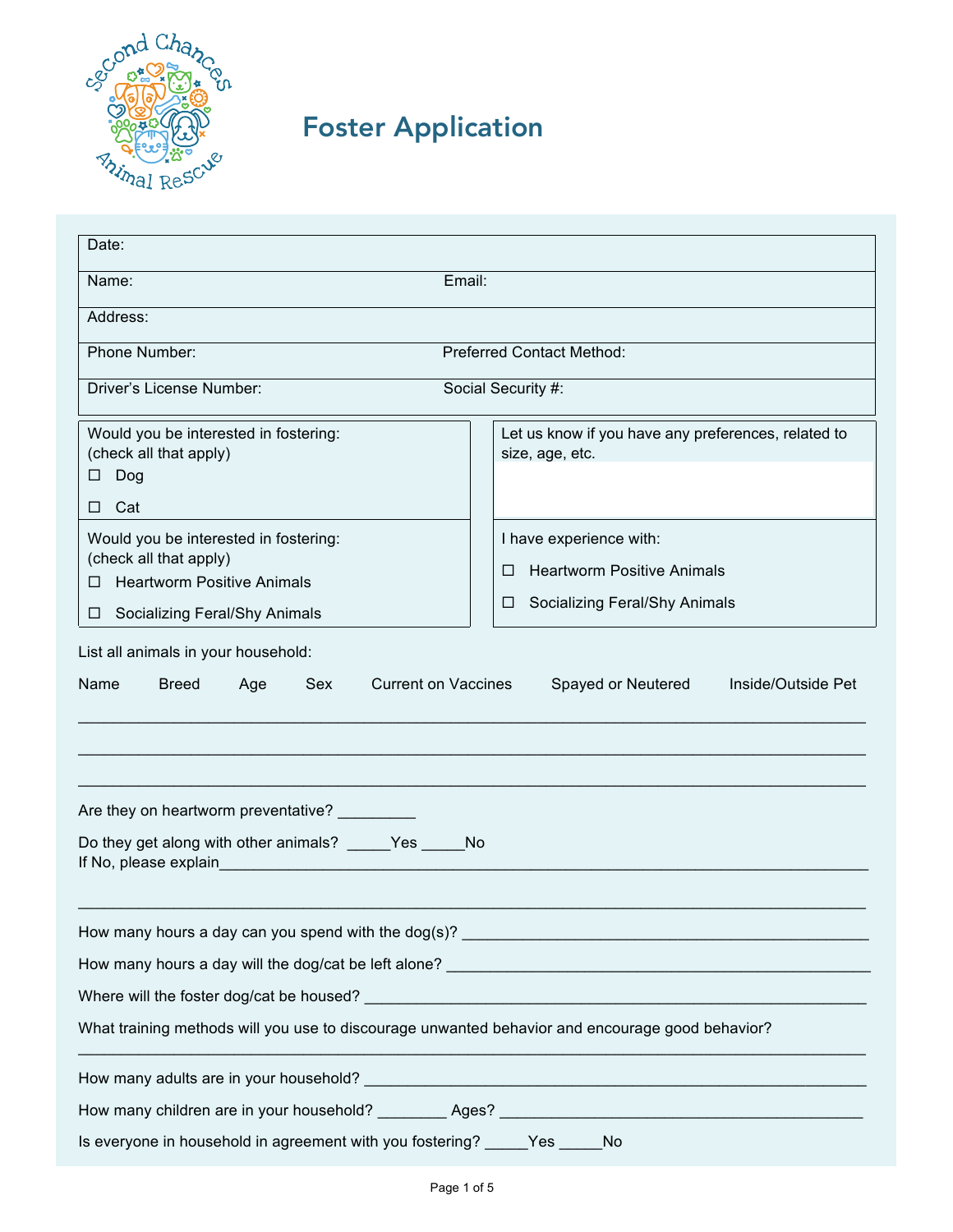# Foster Application

| Date: | |
|---|---|
| Name: | Email: |
| Address: | |
| Phone Number: | Preferred Contact Method: |
| Driver's License Number: | Social Security #: |

| | |
|---|---|
| Would you be interested in fostering:<br>(check all that apply)<br>☐ Dog<br>☐ Cat | Let us know if you have any preferences, related to size, age, etc. |
| Would you be interested in fostering:<br>(check all that apply)<br>☐ Heartworm Positive Animals<br>☐ Socializing Feral/Shy Animals | I have experience with:<br>☐ Heartworm Positive Animals<br>☐ Socializing Feral/Shy Animals |

List all animals in your household:

| Name | Breed | Age | Sex | Current on Vaccines | Spayed or Neutered | Inside/Outside Pet |
|---|---|---|---|---|---|---|
| | | | | | | |
| | | | | | | |
| | | | | | | |

Are they on heartworm preventative? _________

Do they get along with other animals? _____Yes _____No
If No, please explain_______________________________________________________________________

_______________________________________________________________________________________

How many hours a day can you spend with the dog(s)? _____________________________________________

How many hours a day will the dog/cat be left alone? _____________________________________________

Where will the foster dog/cat be housed? _________________________________________________________

What training methods will you use to discourage unwanted behavior and encourage good behavior?
_______________________________________________________________________________________

How many adults are in your household? _________________________________________________________

How many children are in your household? ________ Ages? ___________________________________________

Is everyone in household in agreement with you fostering? _____Yes _____No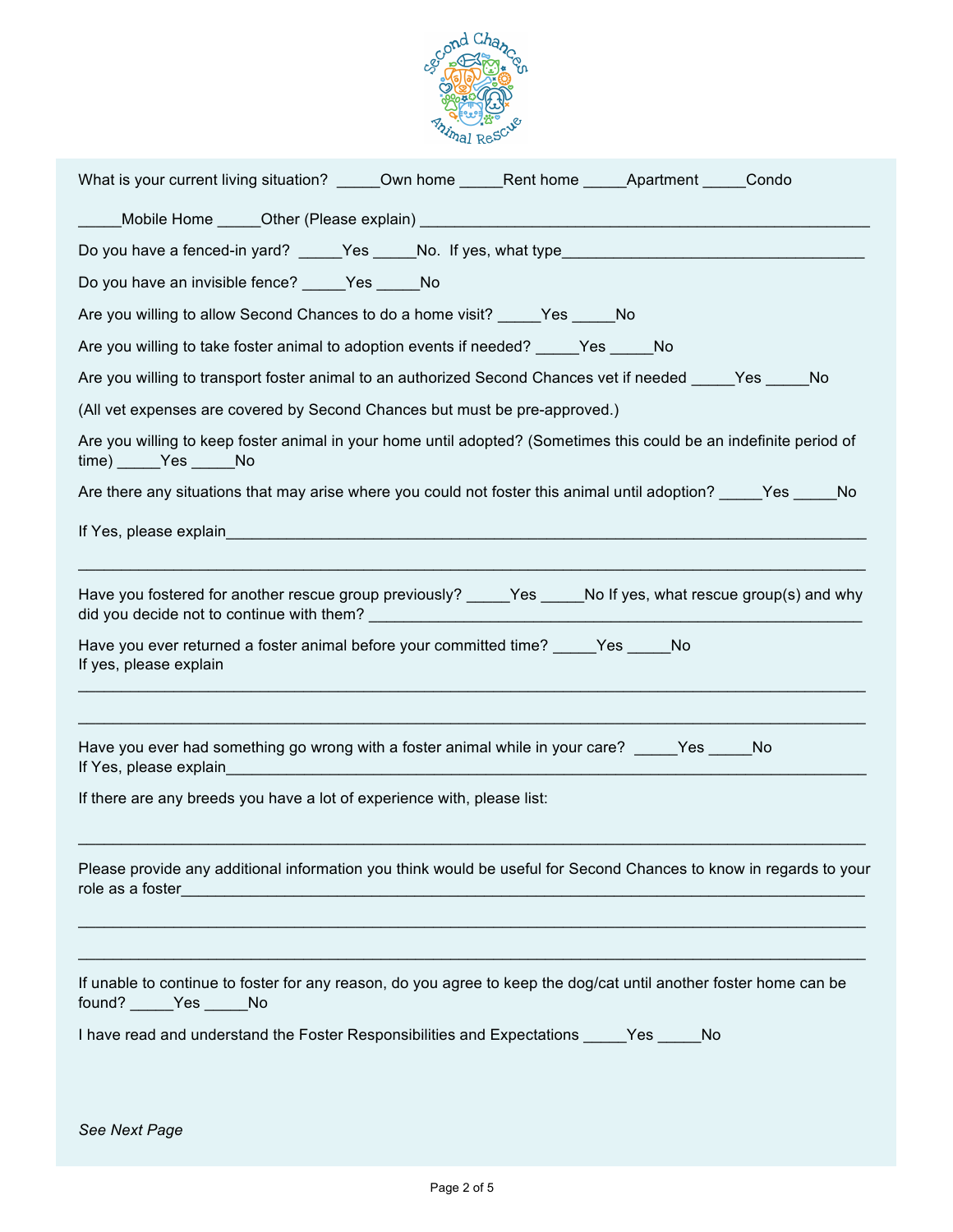What is your current living situation? _____Own home _____Rent home _____Apartment _____Condo

_____Mobile Home _____Other (Please explain) ______________________________________________________

Do you have a fenced-in yard? _____Yes _____No. If yes, what type____________________________________

Do you have an invisible fence? _____Yes _____No

Are you willing to allow Second Chances to do a home visit? _____Yes _____No

Are you willing to take foster animal to adoption events if needed? _____Yes _____No

Are you willing to transport foster animal to an authorized Second Chances vet if needed _____Yes _____No

(All vet expenses are covered by Second Chances but must be pre-approved.)

Are you willing to keep foster animal in your home until adopted? (Sometimes this could be an indefinite period of time) _____Yes _____No

Are there any situations that may arise where you could not foster this animal until adoption? _____Yes _____No

If Yes, please explain_______________________________________________________________________________

_____________________________________________________________________________________________

Have you fostered for another rescue group previously? _____Yes _____No If yes, what rescue group(s) and why did you decide not to continue with them? ____________________________________________________

Have you ever returned a foster animal before your committed time? _____Yes _____No
If yes, please explain

_____________________________________________________________________________________________

_____________________________________________________________________________________________

Have you ever had something go wrong with a foster animal while in your care? _____Yes _____No
If Yes, please explain_______________________________________________________________________________

If there are any breeds you have a lot of experience with, please list:

_____________________________________________________________________________________________

Please provide any additional information you think would be useful for Second Chances to know in regards to your role as a foster___________________________________________________________________________

_____________________________________________________________________________________________

_____________________________________________________________________________________________

If unable to continue to foster for any reason, do you agree to keep the dog/cat until another foster home can be found? _____Yes _____No

I have read and understand the Foster Responsibilities and Expectations _____Yes _____No

*See Next Page*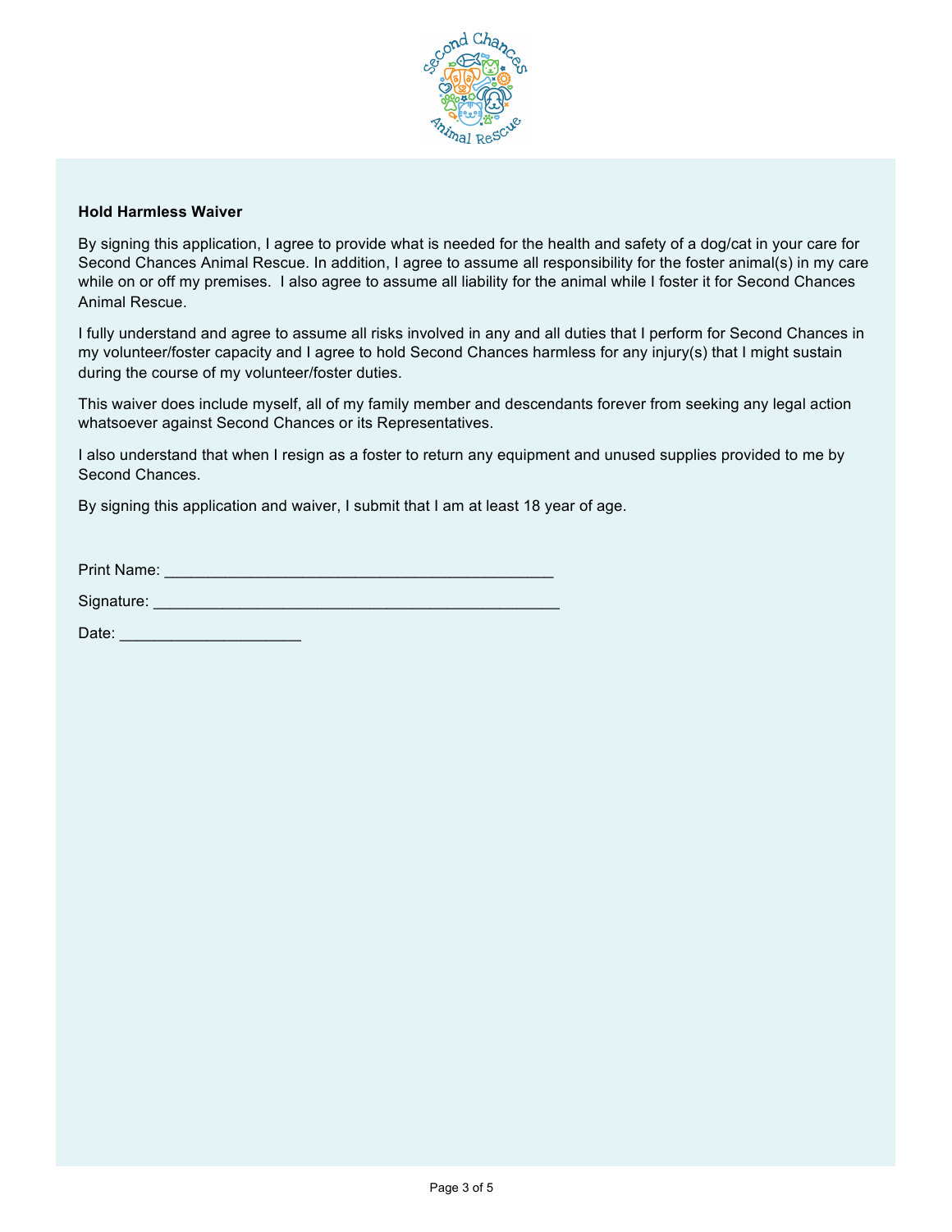**Hold Harmless Waiver**

By signing this application, I agree to provide what is needed for the health and safety of a dog/cat in your care for Second Chances Animal Rescue. In addition, I agree to assume all responsibility for the foster animal(s) in my care while on or off my premises.  I also agree to assume all liability for the animal while I foster it for Second Chances Animal Rescue.

I fully understand and agree to assume all risks involved in any and all duties that I perform for Second Chances in my volunteer/foster capacity and I agree to hold Second Chances harmless for any injury(s) that I might sustain during the course of my volunteer/foster duties.

This waiver does include myself, all of my family member and descendants forever from seeking any legal action whatsoever against Second Chances or its Representatives.

I also understand that when I resign as a foster to return any equipment and unused supplies provided to me by Second Chances.

By signing this application and waiver, I submit that I am at least 18 year of age.

Print Name: ____________________________________________

Signature: ______________________________________________

Date: ____________________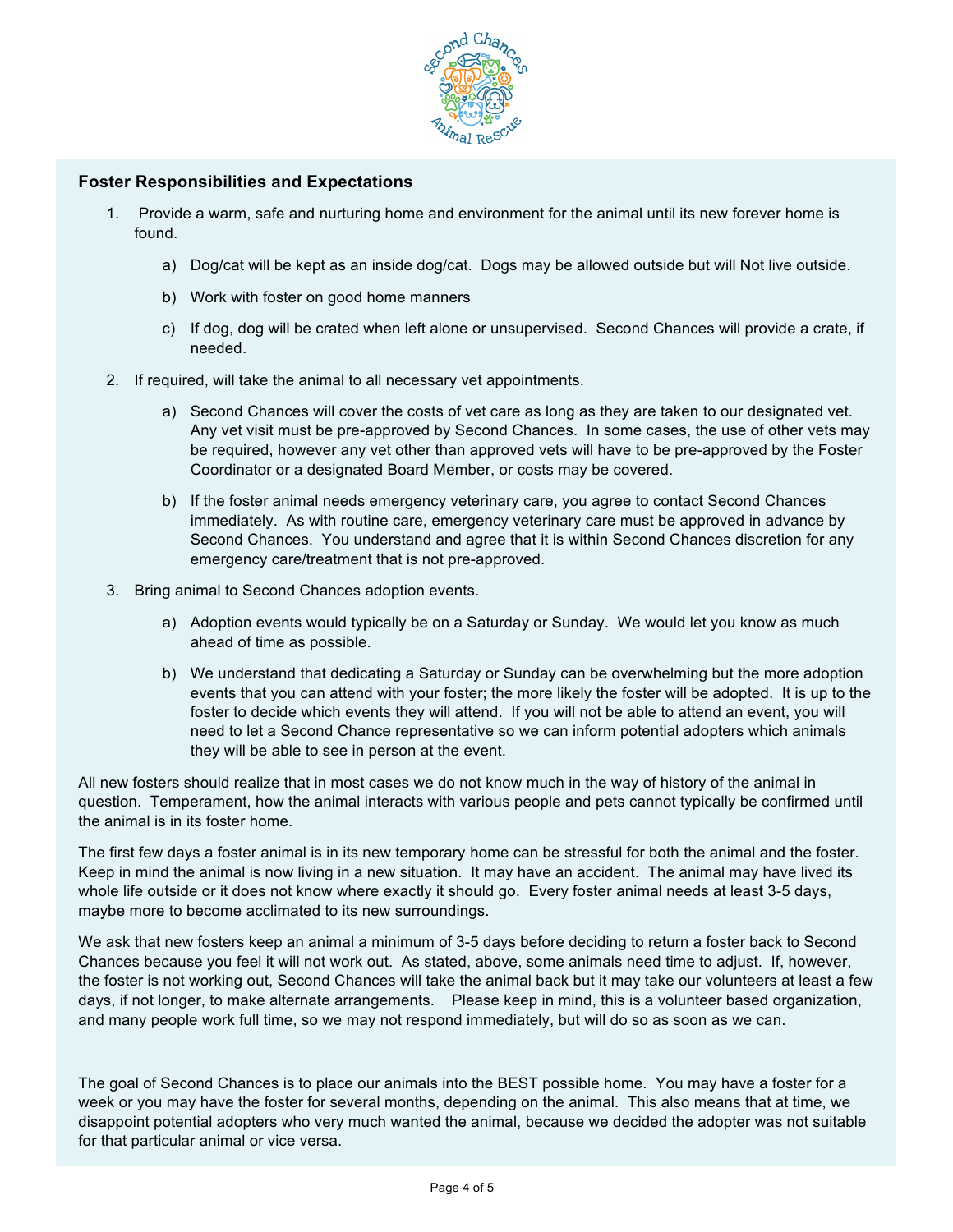**Foster Responsibilities and Expectations**

1. Provide a warm, safe and nurturing home and environment for the animal until its new forever home is found.

    a) Dog/cat will be kept as an inside dog/cat. Dogs may be allowed outside but will Not live outside.

    b) Work with foster on good home manners

    c) If dog, dog will be crated when left alone or unsupervised. Second Chances will provide a crate, if needed.

2. If required, will take the animal to all necessary vet appointments.

    a) Second Chances will cover the costs of vet care as long as they are taken to our designated vet. Any vet visit must be pre-approved by Second Chances. In some cases, the use of other vets may be required, however any vet other than approved vets will have to be pre-approved by the Foster Coordinator or a designated Board Member, or costs may be covered.

    b) If the foster animal needs emergency veterinary care, you agree to contact Second Chances immediately. As with routine care, emergency veterinary care must be approved in advance by Second Chances. You understand and agree that it is within Second Chances discretion for any emergency care/treatment that is not pre-approved.

3. Bring animal to Second Chances adoption events.

    a) Adoption events would typically be on a Saturday or Sunday. We would let you know as much ahead of time as possible.

    b) We understand that dedicating a Saturday or Sunday can be overwhelming but the more adoption events that you can attend with your foster; the more likely the foster will be adopted. It is up to the foster to decide which events they will attend. If you will not be able to attend an event, you will need to let a Second Chance representative so we can inform potential adopters which animals they will be able to see in person at the event.

All new fosters should realize that in most cases we do not know much in the way of history of the animal in question. Temperament, how the animal interacts with various people and pets cannot typically be confirmed until the animal is in its foster home.

The first few days a foster animal is in its new temporary home can be stressful for both the animal and the foster. Keep in mind the animal is now living in a new situation. It may have an accident. The animal may have lived its whole life outside or it does not know where exactly it should go. Every foster animal needs at least 3-5 days, maybe more to become acclimated to its new surroundings.

We ask that new fosters keep an animal a minimum of 3-5 days before deciding to return a foster back to Second Chances because you feel it will not work out. As stated, above, some animals need time to adjust. If, however, the foster is not working out, Second Chances will take the animal back but it may take our volunteers at least a few days, if not longer, to make alternate arrangements. Please keep in mind, this is a volunteer based organization, and many people work full time, so we may not respond immediately, but will do so as soon as we can.

The goal of Second Chances is to place our animals into the BEST possible home. You may have a foster for a week or you may have the foster for several months, depending on the animal. This also means that at time, we disappoint potential adopters who very much wanted the animal, because we decided the adopter was not suitable for that particular animal or vice versa.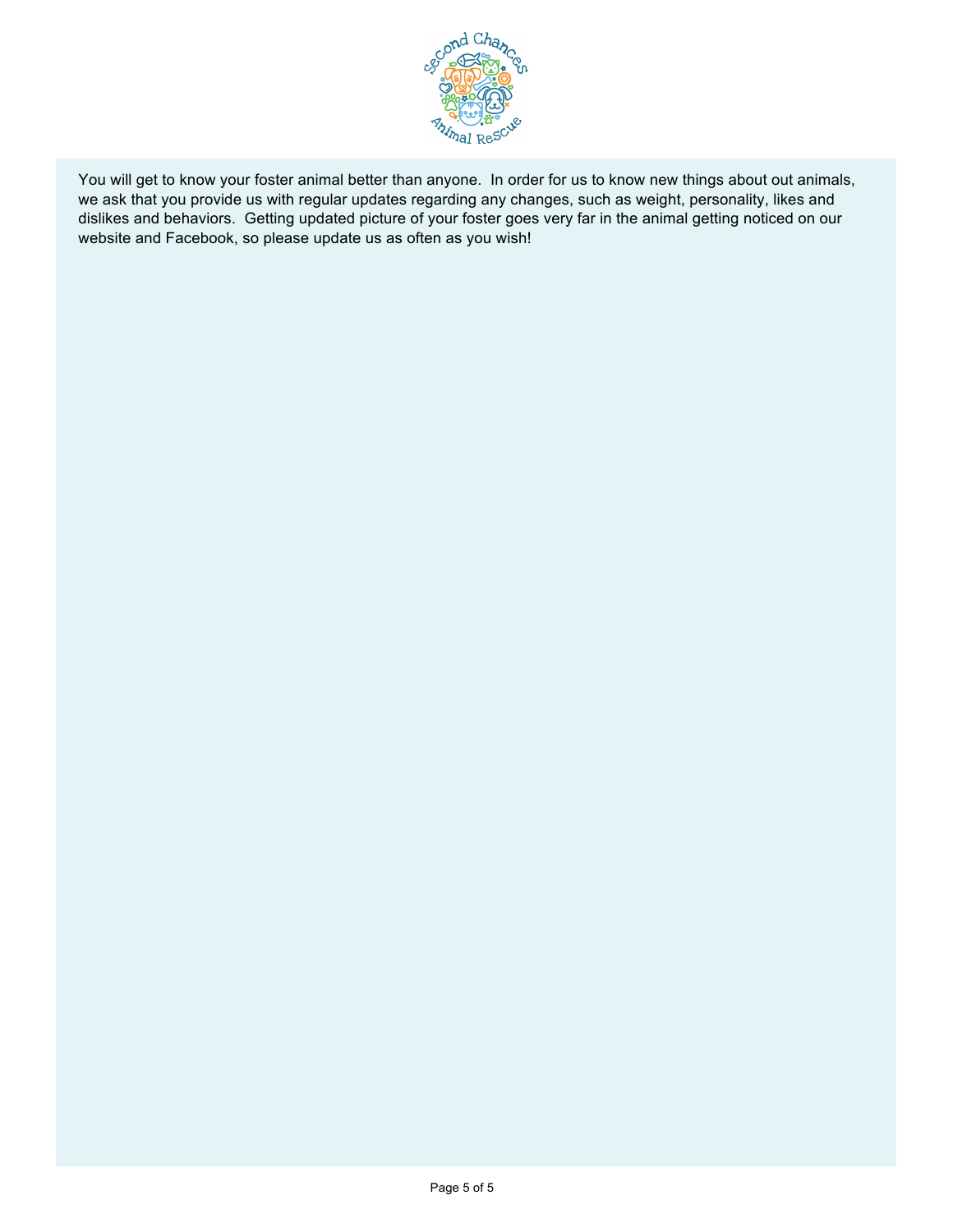You will get to know your foster animal better than anyone.  In order for us to know new things about out animals, we ask that you provide us with regular updates regarding any changes, such as weight, personality, likes and dislikes and behaviors.  Getting updated picture of your foster goes very far in the animal getting noticed on our website and Facebook, so please update us as often as you wish!